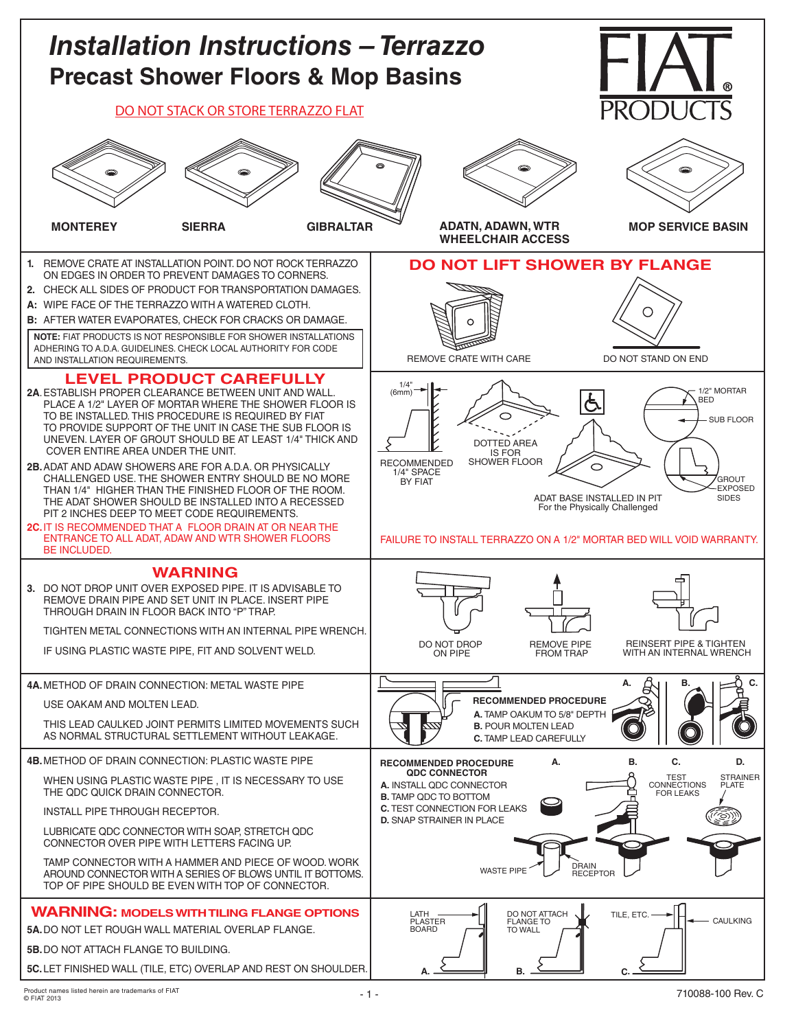# Installation Instructions – Terrazzo

## Precast Shower Floors & Mop Basins

DO NOT STACK OR STORE TERRAZZO FLAT

FIAT PRODUCTS

MONTEREY | SIERRA | GIBRALTAR | ADATN, ADAWN, WTR WHEELCHAIR ACCESS | MOP SERVICE BASIN

1. REMOVE CRATE AT INSTALLATION POINT. DO NOT ROCK TERRAZZO ON EDGES IN ORDER TO PREVENT DAMAGES TO CORNERS.
2. CHECK ALL SIDES OF PRODUCT FOR TRANSPORTATION DAMAGES.

A: WIPE FACE OF THE TERRAZZO WITH A WATERED CLOTH.

B: AFTER WATER EVAPORATES, CHECK FOR CRACKS OR DAMAGE.

**NOTE:** FIAT PRODUCTS IS NOT RESPONSIBLE FOR SHOWER INSTALLATIONS ADHERING TO A.D.A. GUIDELINES. CHECK LOCAL AUTHORITY FOR CODE AND INSTALLATION REQUIREMENTS.

### DO NOT LIFT SHOWER BY FLANGE

REMOVE CRATE WITH CARE

DO NOT STAND ON END

### LEVEL PRODUCT CAREFULLY

**2A.** ESTABLISH PROPER CLEARANCE BETWEEN UNIT AND WALL. PLACE A 1/2" LAYER OF MORTAR WHERE THE SHOWER FLOOR IS TO BE INSTALLED. THIS PROCEDURE IS REQUIRED BY FIAT TO PROVIDE SUPPORT OF THE UNIT IN CASE THE SUB FLOOR IS UNEVEN. LAYER OF GROUT SHOULD BE AT LEAST 1/4" THICK AND COVER ENTIRE AREA UNDER THE UNIT.

**2B.** ADAT AND ADAW SHOWERS ARE FOR A.D.A. OR PHYSICALLY CHALLENGED USE. THE SHOWER ENTRY SHOULD BE NO MORE THAN 1/4" HIGHER THAN THE FINISHED FLOOR OF THE ROOM. THE ADAT SHOWER SHOULD BE INSTALLED INTO A RECESSED PIT 2 INCHES DEEP TO MEET CODE REQUIREMENTS.

**2C.** IT IS RECOMMENDED THAT A FLOOR DRAIN AT OR NEAR THE ENTRANCE TO ALL ADAT, ADAW AND WTR SHOWER FLOORS BE INCLUDED.

1/4" (6mm)

RECOMMENDED 1/4" SPACE BY FIAT

DOTTED AREA IS FOR SHOWER FLOOR

ADAT BASE INSTALLED IN PIT For the Physically Challenged

1/2" MORTAR BED

SUB FLOOR

GROUT EXPOSED SIDES

FAILURE TO INSTALL TERRAZZO ON A 1/2" MORTAR BED WILL VOID WARRANTY.

### WARNING

3. DO NOT DROP UNIT OVER EXPOSED PIPE. IT IS ADVISABLE TO REMOVE DRAIN PIPE AND SET UNIT IN PLACE. INSERT PIPE THROUGH DRAIN IN FLOOR BACK INTO "P" TRAP.

   TIGHTEN METAL CONNECTIONS WITH AN INTERNAL PIPE WRENCH.

   IF USING PLASTIC WASTE PIPE, FIT AND SOLVENT WELD.

DO NOT DROP ON PIPE

REMOVE PIPE FROM TRAP

REINSERT PIPE & TIGHTEN WITH AN INTERNAL WRENCH

**4A.** METHOD OF DRAIN CONNECTION: METAL WASTE PIPE

USE OAKAM AND MOLTEN LEAD.

THIS LEAD CAULKED JOINT PERMITS LIMITED MOVEMENTS SUCH AS NORMAL STRUCTURAL SETTLEMENT WITHOUT LEAKAGE.

**RECOMMENDED PROCEDURE**

A. TAMP OAKUM TO 5/8" DEPTH

B. POUR MOLTEN LEAD

C. TAMP LEAD CAREFULLY

**4B.** METHOD OF DRAIN CONNECTION: PLASTIC WASTE PIPE

WHEN USING PLASTIC WASTE PIPE , IT IS NECESSARY TO USE THE QDC QUICK DRAIN CONNECTOR.

INSTALL PIPE THROUGH RECEPTOR.

LUBRICATE QDC CONNECTOR WITH SOAP, STRETCH QDC CONNECTOR OVER PIPE WITH LETTERS FACING UP.

TAMP CONNECTOR WITH A HAMMER AND PIECE OF WOOD. WORK AROUND CONNECTOR WITH A SERIES OF BLOWS UNTIL IT BOTTOMS. TOP OF PIPE SHOULD BE EVEN WITH TOP OF CONNECTOR.

**RECOMMENDED PROCEDURE QDC CONNECTOR**

A. INSTALL QDC CONNECTOR

B. TAMP QDC TO BOTTOM

C. TEST CONNECTION FOR LEAKS

D. SNAP STRAINER IN PLACE

TEST CONNECTIONS FOR LEAKS

STRAINER PLATE

WASTE PIPE

DRAIN RECEPTOR

### WARNING: MODELS WITH TILING FLANGE OPTIONS

**5A.** DO NOT LET ROUGH WALL MATERIAL OVERLAP FLANGE.

**5B.** DO NOT ATTACH FLANGE TO BUILDING.

**5C.** LET FINISHED WALL (TILE, ETC) OVERLAP AND REST ON SHOULDER.

A. LATH PLASTER BOARD

B. DO NOT ATTACH FLANGE TO WALL

C. TILE, ETC. CAULKING

Product names listed herein are trademarks of FIAT
© FIAT 2013

710088-100 Rev. C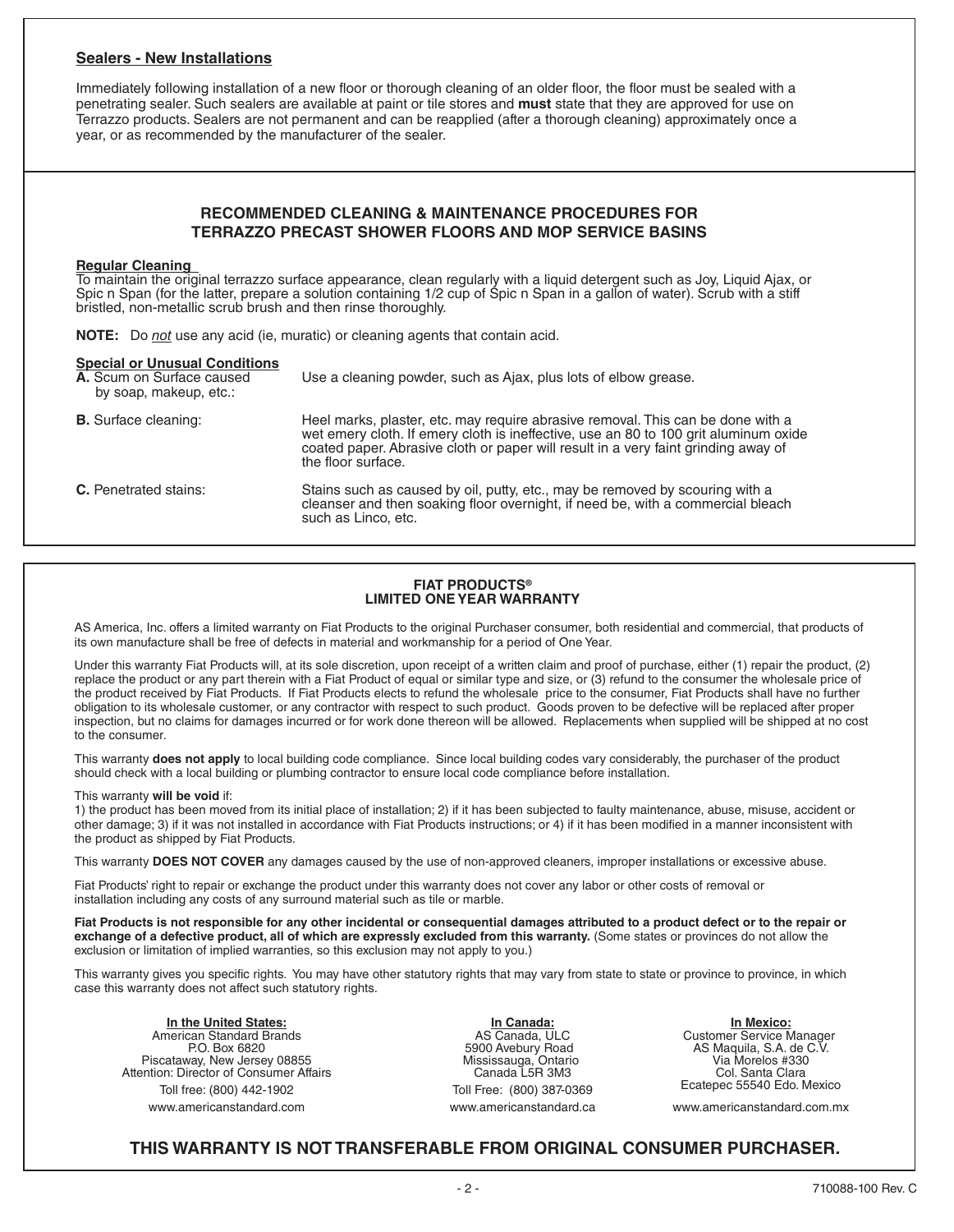## Sealers - New Installations

Immediately following installation of a new floor or thorough cleaning of an older floor, the floor must be sealed with a penetrating sealer. Such sealers are available at paint or tile stores and **must** state that they are approved for use on Terrazzo products. Sealers are not permanent and can be reapplied (after a thorough cleaning) approximately once a year, or as recommended by the manufacturer of the sealer.

## RECOMMENDED CLEANING & MAINTENANCE PROCEDURES FOR TERRAZZO PRECAST SHOWER FLOORS AND MOP SERVICE BASINS

### Regular Cleaning

To maintain the original terrazzo surface appearance, clean regularly with a liquid detergent such as Joy, Liquid Ajax, or Spic n Span (for the latter, prepare a solution containing 1/2 cup of Spic n Span in a gallon of water). Scrub with a stiff bristled, non-metallic scrub brush and then rinse thoroughly.

**NOTE:** Do *not* use any acid (ie, muratic) or cleaning agents that contain acid.

### Special or Unusual Conditions

| | |
|---|---|
| **A.** Scum on Surface caused by soap, makeup, etc.: | Use a cleaning powder, such as Ajax, plus lots of elbow grease. |
| **B.** Surface cleaning: | Heel marks, plaster, etc. may require abrasive removal. This can be done with a wet emery cloth. If emery cloth is ineffective, use an 80 to 100 grit aluminum oxide coated paper. Abrasive cloth or paper will result in a very faint grinding away of the floor surface. |
| **C.** Penetrated stains: | Stains such as caused by oil, putty, etc., may be removed by scouring with a cleanser and then soaking floor overnight, if need be, with a commercial bleach such as Linco, etc. |

## FIAT PRODUCTS®
## LIMITED ONE YEAR WARRANTY

AS America, Inc. offers a limited warranty on Fiat Products to the original Purchaser consumer, both residential and commercial, that products of its own manufacture shall be free of defects in material and workmanship for a period of One Year.

Under this warranty Fiat Products will, at its sole discretion, upon receipt of a written claim and proof of purchase, either (1) repair the product, (2) replace the product or any part therein with a Fiat Product of equal or similar type and size, or (3) refund to the consumer the wholesale price of the product received by Fiat Products. If Fiat Products elects to refund the wholesale price to the consumer, Fiat Products shall have no further obligation to its wholesale customer, or any contractor with respect to such product. Goods proven to be defective will be replaced after proper inspection, but no claims for damages incurred or for work done thereon will be allowed. Replacements when supplied will be shipped at no cost to the consumer.

This warranty **does not apply** to local building code compliance. Since local building codes vary considerably, the purchaser of the product should check with a local building or plumbing contractor to ensure local code compliance before installation.

This warranty **will be void** if:
1) the product has been moved from its initial place of installation; 2) if it has been subjected to faulty maintenance, abuse, misuse, accident or other damage; 3) if it was not installed in accordance with Fiat Products instructions; or 4) if it has been modified in a manner inconsistent with the product as shipped by Fiat Products.

This warranty **DOES NOT COVER** any damages caused by the use of non-approved cleaners, improper installations or excessive abuse.

Fiat Products' right to repair or exchange the product under this warranty does not cover any labor or other costs of removal or installation including any costs of any surround material such as tile or marble.

**Fiat Products is not responsible for any other incidental or consequential damages attributed to a product defect or to the repair or exchange of a defective product, all of which are expressly excluded from this warranty.** (Some states or provinces do not allow the exclusion or limitation of implied warranties, so this exclusion may not apply to you.)

This warranty gives you specific rights. You may have other statutory rights that may vary from state to state or province to province, in which case this warranty does not affect such statutory rights.

**In the United States:**
American Standard Brands
P.O. Box 6820
Piscataway, New Jersey 08855
Attention: Director of Consumer Affairs
Toll free: (800) 442-1902
www.americanstandard.com

**In Canada:**
AS Canada, ULC
5900 Avebury Road
Mississauga, Ontario
Canada L5R 3M3
Toll Free: (800) 387-0369
www.americanstandard.ca

**In Mexico:**
Customer Service Manager
AS Maquila, S.A. de C.V.
Via Morelos #330
Col. Santa Clara
Ecatepec 55540 Edo. Mexico
www.americanstandard.com.mx

**THIS WARRANTY IS NOT TRANSFERABLE FROM ORIGINAL CONSUMER PURCHASER.**

710088-100 Rev. C